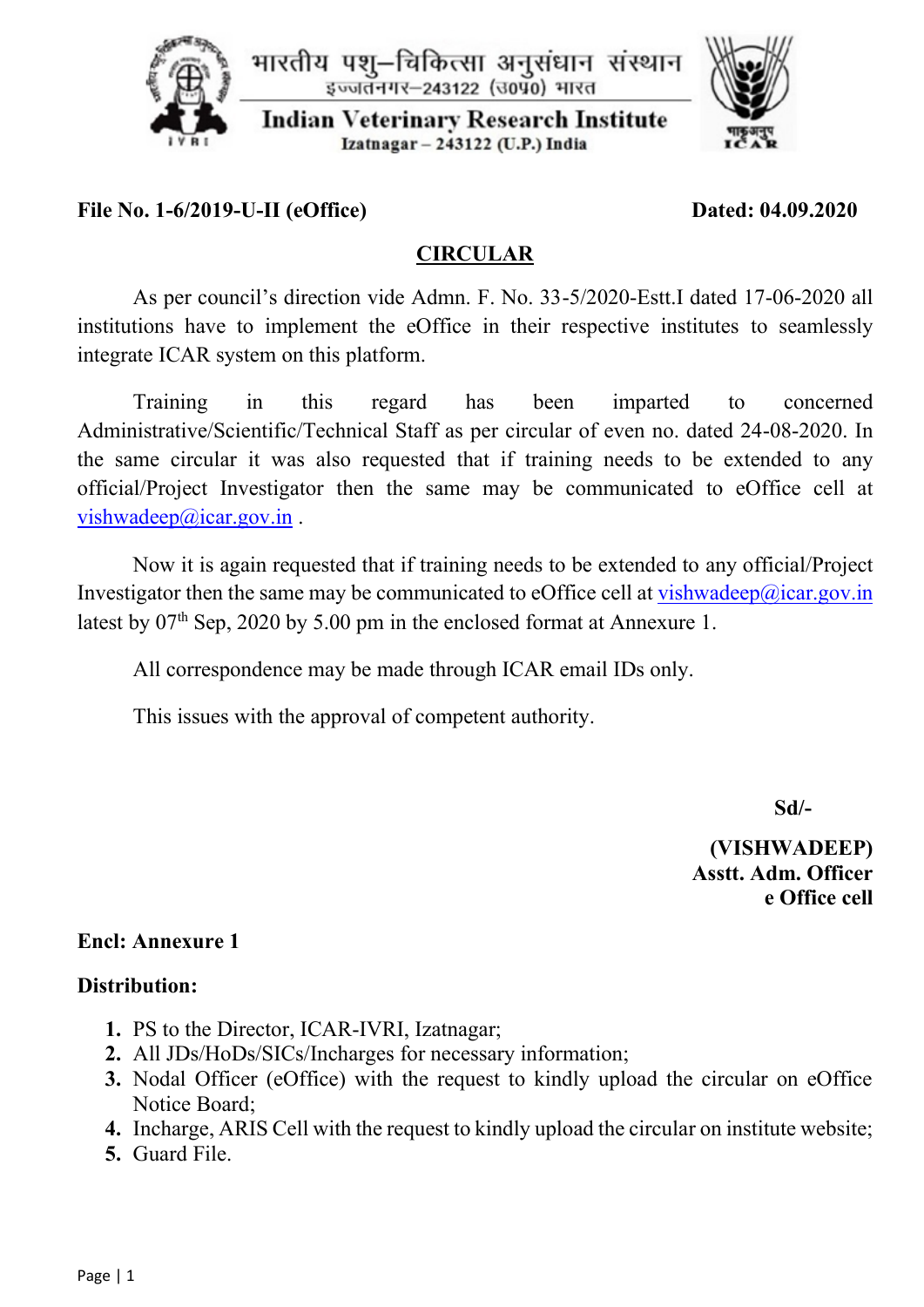भारतीय पशु–चिकित्सा अनुसंधान संस्थान
इज्जतनगर–243122 (उ०प्र०) भारत

**Indian Veterinary Research Institute**
**Izatnagar – 243122 (U.P.) India**

**File No. 1-6/2019-U-II (eOffice)** **Dated: 04.09.2020**

## CIRCULAR

As per council's direction vide Admn. F. No. 33-5/2020-Estt.I dated 17-06-2020 all institutions have to implement the eOffice in their respective institutes to seamlessly integrate ICAR system on this platform.

Training in this regard has been imparted to concerned Administrative/Scientific/Technical Staff as per circular of even no. dated 24-08-2020. In the same circular it was also requested that if training needs to be extended to any official/Project Investigator then the same may be communicated to eOffice cell at vishwadeep@icar.gov.in .

Now it is again requested that if training needs to be extended to any official/Project Investigator then the same may be communicated to eOffice cell at vishwadeep@icar.gov.in latest by 07th Sep, 2020 by 5.00 pm in the enclosed format at Annexure 1.

All correspondence may be made through ICAR email IDs only.

This issues with the approval of competent authority.

**Sd/-**

**(VISHWADEEP)**
**Asstt. Adm. Officer**
**e Office cell**

**Encl: Annexure 1**

**Distribution:**

1. PS to the Director, ICAR-IVRI, Izatnagar;
2. All JDs/HoDs/SICs/Incharges for necessary information;
3. Nodal Officer (eOffice) with the request to kindly upload the circular on eOffice Notice Board;
4. Incharge, ARIS Cell with the request to kindly upload the circular on institute website;
5. Guard File.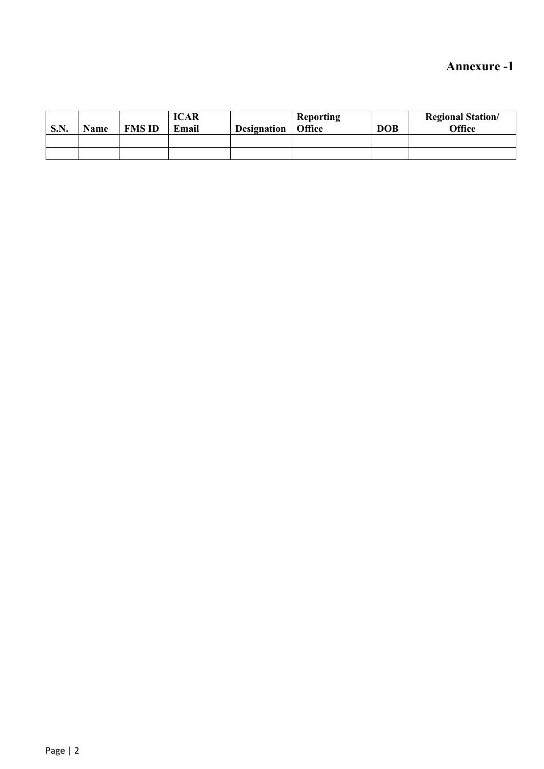## Annexure -1

| S.N. | Name | FMS ID | ICAR Email | Designation | Reporting Office | DOB | Regional Station/ Office |
|---|---|---|---|---|---|---|---|
| | | | | | | | |
| | | | | | | | |